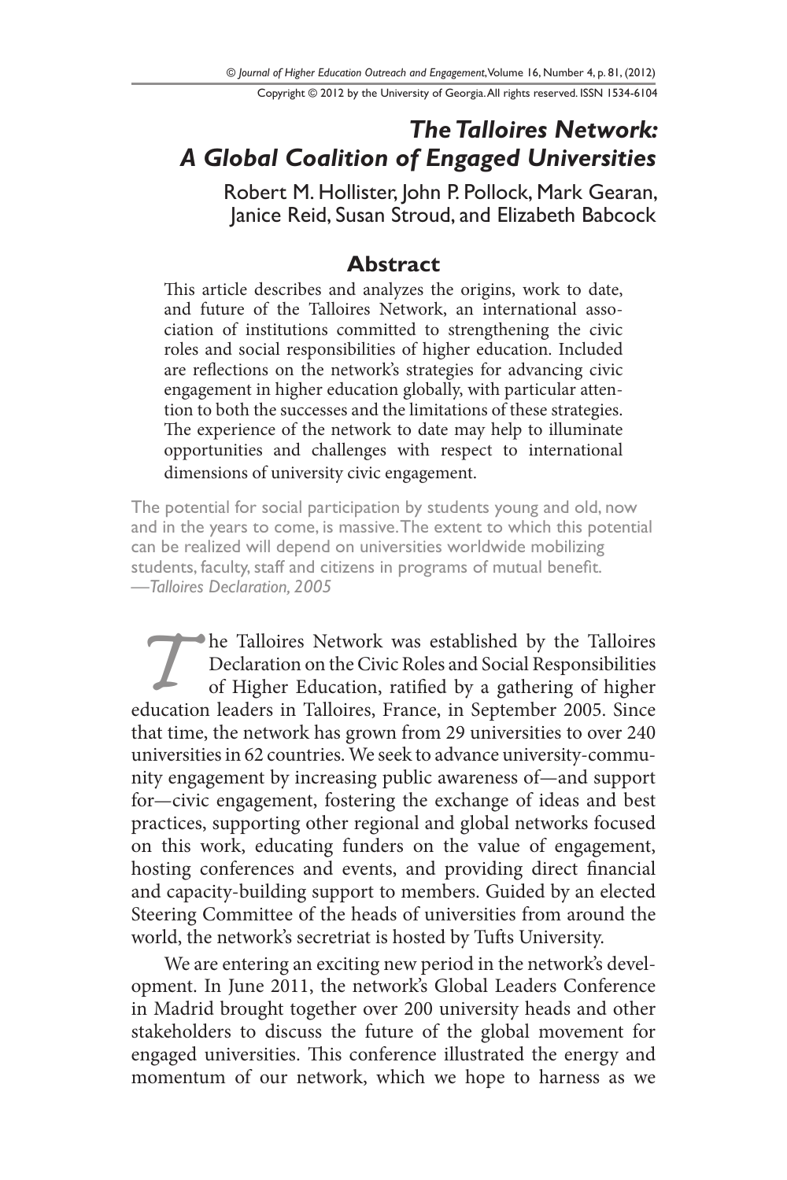# The Talloires Network: A Global Coalition of Engaged Universities

Robert M. Hollister, John P. Pollock, Mark Gearan, Janice Reid, Susan Stroud, and Elizabeth Babcock

## Abstract

This article describes and analyzes the origins, work to date, and future of the Talloires Network, an international association of institutions committed to strengthening the civic roles and social responsibilities of higher education. Included are reflections on the network's strategies for advancing civic engagement in higher education globally, with particular attention to both the successes and the limitations of these strategies. The experience of the network to date may help to illuminate opportunities and challenges with respect to international dimensions of university civic engagement.

> The potential for social participation by students young and old, now and in the years to come, is massive. The extent to which this potential can be realized will depend on universities worldwide mobilizing students, faculty, staff and citizens in programs of mutual benefit.
> —*Talloires Declaration, 2005*

The Talloires Network was established by the Talloires Declaration on the Civic Roles and Social Responsibilities of Higher Education, ratified by a gathering of higher education leaders in Talloires, France, in September 2005. Since that time, the network has grown from 29 universities to over 240 universities in 62 countries. We seek to advance university-community engagement by increasing public awareness of—and support for—civic engagement, fostering the exchange of ideas and best practices, supporting other regional and global networks focused on this work, educating funders on the value of engagement, hosting conferences and events, and providing direct financial and capacity-building support to members. Guided by an elected Steering Committee of the heads of universities from around the world, the network's secretriat is hosted by Tufts University.

We are entering an exciting new period in the network's development. In June 2011, the network's Global Leaders Conference in Madrid brought together over 200 university heads and other stakeholders to discuss the future of the global movement for engaged universities. This conference illustrated the energy and momentum of our network, which we hope to harness as we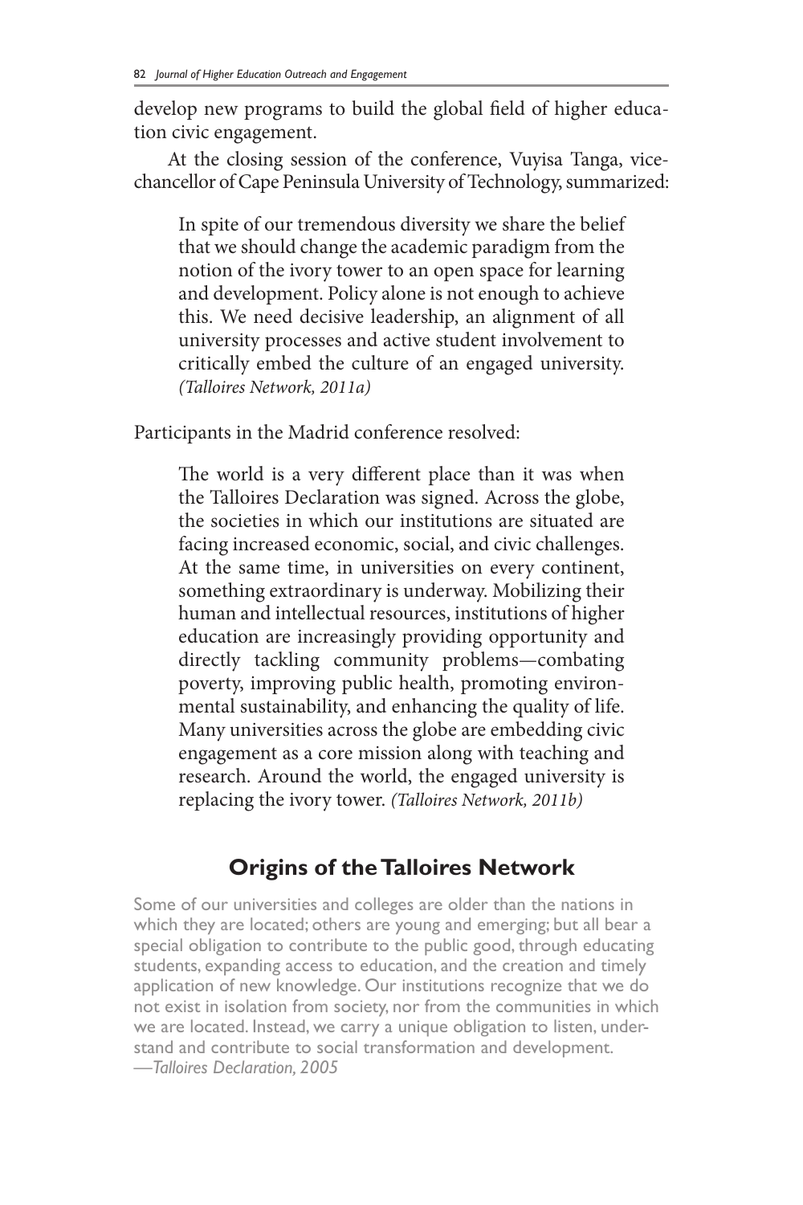develop new programs to build the global field of higher education civic engagement.

At the closing session of the conference, Vuyisa Tanga, vice-chancellor of Cape Peninsula University of Technology, summarized:

> In spite of our tremendous diversity we share the belief that we should change the academic paradigm from the notion of the ivory tower to an open space for learning and development. Policy alone is not enough to achieve this. We need decisive leadership, an alignment of all university processes and active student involvement to critically embed the culture of an engaged university. *(Talloires Network, 2011a)*

Participants in the Madrid conference resolved:

> The world is a very different place than it was when the Talloires Declaration was signed. Across the globe, the societies in which our institutions are situated are facing increased economic, social, and civic challenges. At the same time, in universities on every continent, something extraordinary is underway. Mobilizing their human and intellectual resources, institutions of higher education are increasingly providing opportunity and directly tackling community problems—combating poverty, improving public health, promoting environmental sustainability, and enhancing the quality of life. Many universities across the globe are embedding civic engagement as a core mission along with teaching and research. Around the world, the engaged university is replacing the ivory tower. *(Talloires Network, 2011b)*

## Origins of the Talloires Network

> Some of our universities and colleges are older than the nations in which they are located; others are young and emerging; but all bear a special obligation to contribute to the public good, through educating students, expanding access to education, and the creation and timely application of new knowledge. Our institutions recognize that we do not exist in isolation from society, nor from the communities in which we are located. Instead, we carry a unique obligation to listen, understand and contribute to social transformation and development.
> *—Talloires Declaration, 2005*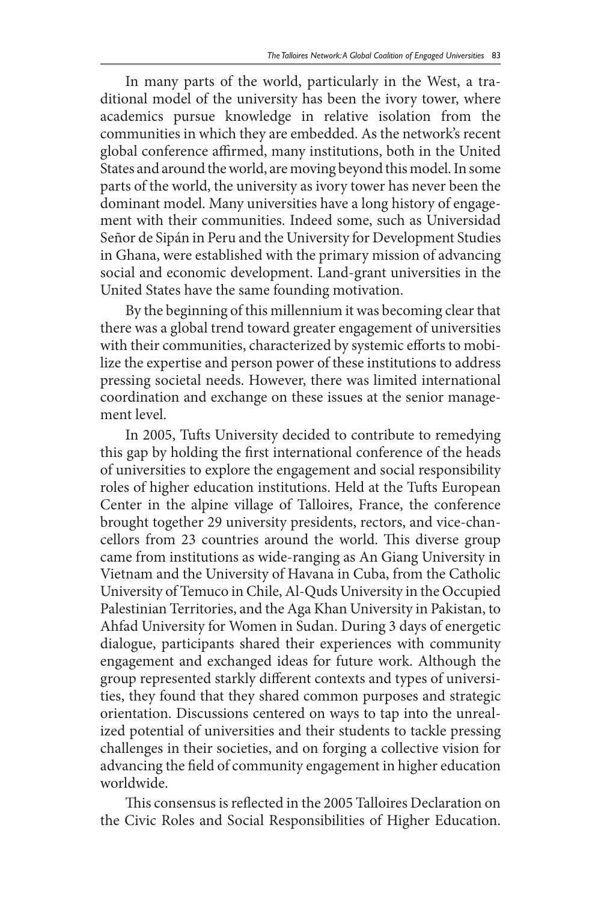In many parts of the world, particularly in the West, a traditional model of the university has been the ivory tower, where academics pursue knowledge in relative isolation from the communities in which they are embedded. As the network's recent global conference affirmed, many institutions, both in the United States and around the world, are moving beyond this model. In some parts of the world, the university as ivory tower has never been the dominant model. Many universities have a long history of engagement with their communities. Indeed some, such as Universidad Señor de Sipán in Peru and the University for Development Studies in Ghana, were established with the primary mission of advancing social and economic development. Land-grant universities in the United States have the same founding motivation.

By the beginning of this millennium it was becoming clear that there was a global trend toward greater engagement of universities with their communities, characterized by systemic efforts to mobilize the expertise and person power of these institutions to address pressing societal needs. However, there was limited international coordination and exchange on these issues at the senior management level.

In 2005, Tufts University decided to contribute to remedying this gap by holding the first international conference of the heads of universities to explore the engagement and social responsibility roles of higher education institutions. Held at the Tufts European Center in the alpine village of Talloires, France, the conference brought together 29 university presidents, rectors, and vice-chancellors from 23 countries around the world. This diverse group came from institutions as wide-ranging as An Giang University in Vietnam and the University of Havana in Cuba, from the Catholic University of Temuco in Chile, Al-Quds University in the Occupied Palestinian Territories, and the Aga Khan University in Pakistan, to Ahfad University for Women in Sudan. During 3 days of energetic dialogue, participants shared their experiences with community engagement and exchanged ideas for future work. Although the group represented starkly different contexts and types of universities, they found that they shared common purposes and strategic orientation. Discussions centered on ways to tap into the unrealized potential of universities and their students to tackle pressing challenges in their societies, and on forging a collective vision for advancing the field of community engagement in higher education worldwide.

This consensus is reflected in the 2005 Talloires Declaration on the Civic Roles and Social Responsibilities of Higher Education.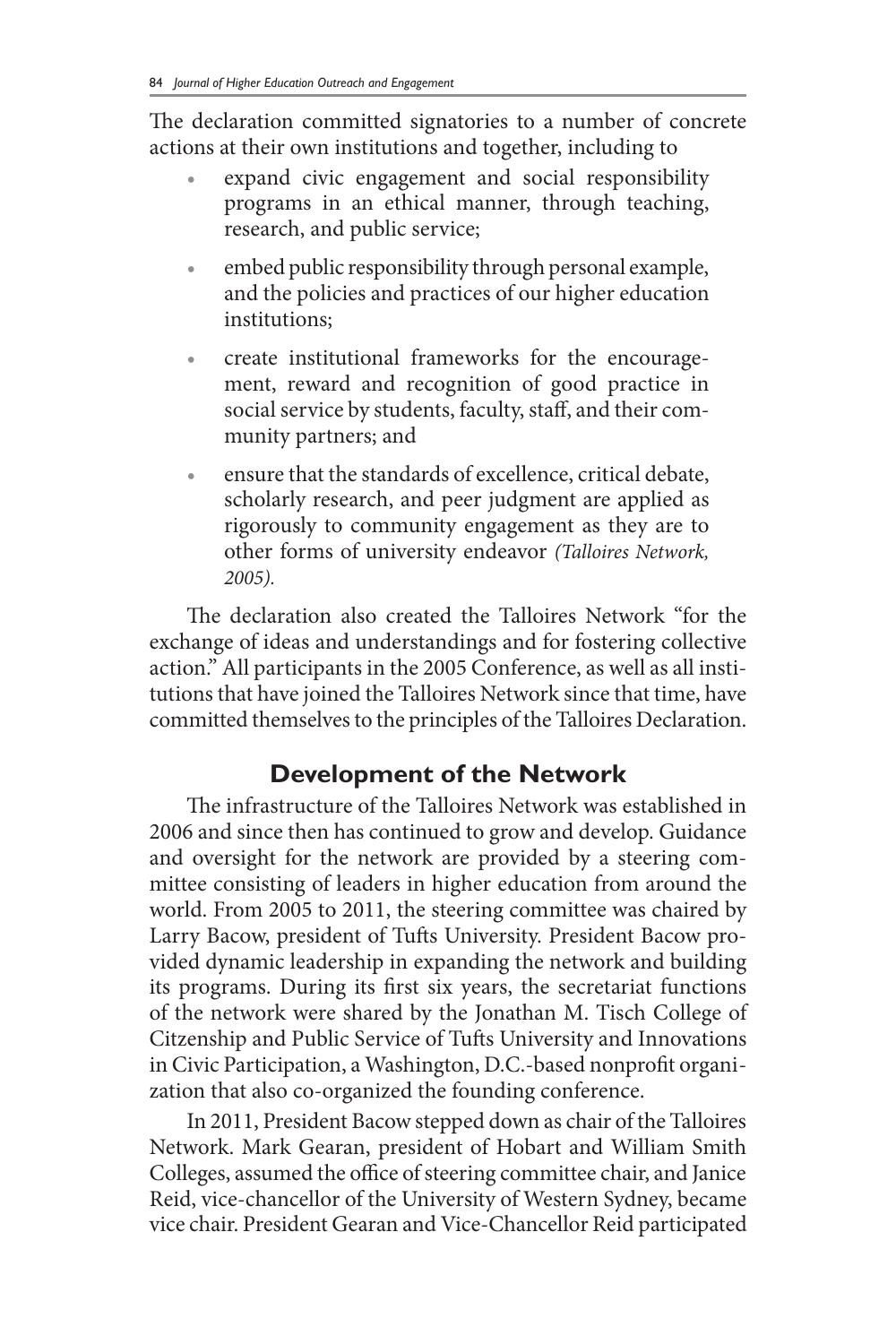The declaration committed signatories to a number of concrete actions at their own institutions and together, including to

- expand civic engagement and social responsibility programs in an ethical manner, through teaching, research, and public service;
- embed public responsibility through personal example, and the policies and practices of our higher education institutions;
- create institutional frameworks for the encouragement, reward and recognition of good practice in social service by students, faculty, staff, and their community partners; and
- ensure that the standards of excellence, critical debate, scholarly research, and peer judgment are applied as rigorously to community engagement as they are to other forms of university endeavor *(Talloires Network, 2005).*

The declaration also created the Talloires Network "for the exchange of ideas and understandings and for fostering collective action." All participants in the 2005 Conference, as well as all institutions that have joined the Talloires Network since that time, have committed themselves to the principles of the Talloires Declaration.

## Development of the Network

The infrastructure of the Talloires Network was established in 2006 and since then has continued to grow and develop. Guidance and oversight for the network are provided by a steering committee consisting of leaders in higher education from around the world. From 2005 to 2011, the steering committee was chaired by Larry Bacow, president of Tufts University. President Bacow provided dynamic leadership in expanding the network and building its programs. During its first six years, the secretariat functions of the network were shared by the Jonathan M. Tisch College of Citzenship and Public Service of Tufts University and Innovations in Civic Participation, a Washington, D.C.-based nonprofit organization that also co-organized the founding conference.

In 2011, President Bacow stepped down as chair of the Talloires Network. Mark Gearan, president of Hobart and William Smith Colleges, assumed the office of steering committee chair, and Janice Reid, vice-chancellor of the University of Western Sydney, became vice chair. President Gearan and Vice-Chancellor Reid participated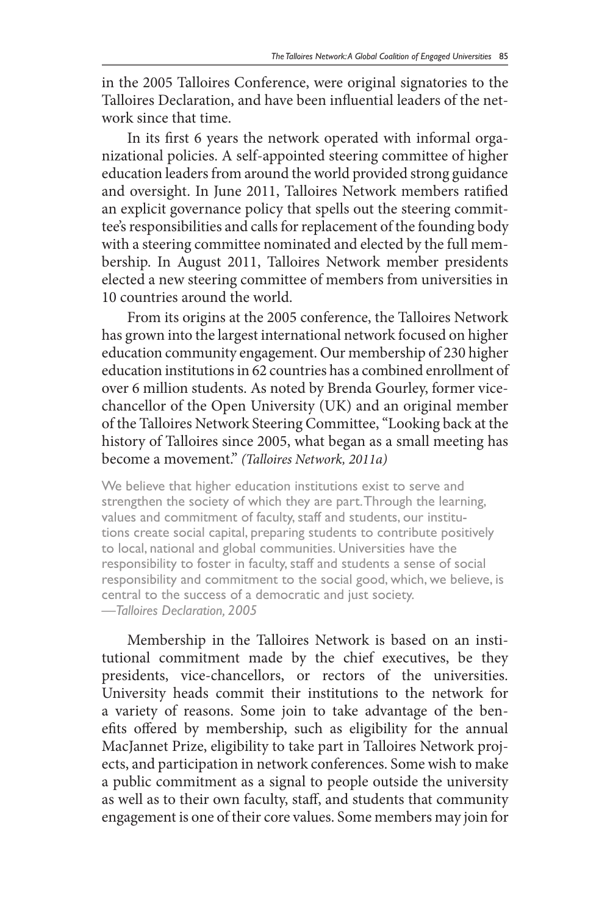in the 2005 Talloires Conference, were original signatories to the Talloires Declaration, and have been influential leaders of the network since that time.

In its first 6 years the network operated with informal organizational policies. A self-appointed steering committee of higher education leaders from around the world provided strong guidance and oversight. In June 2011, Talloires Network members ratified an explicit governance policy that spells out the steering committee's responsibilities and calls for replacement of the founding body with a steering committee nominated and elected by the full membership. In August 2011, Talloires Network member presidents elected a new steering committee of members from universities in 10 countries around the world.

From its origins at the 2005 conference, the Talloires Network has grown into the largest international network focused on higher education community engagement. Our membership of 230 higher education institutions in 62 countries has a combined enrollment of over 6 million students. As noted by Brenda Gourley, former vice-chancellor of the Open University (UK) and an original member of the Talloires Network Steering Committee, "Looking back at the history of Talloires since 2005, what began as a small meeting has become a movement." *(Talloires Network, 2011a)*

> We believe that higher education institutions exist to serve and strengthen the society of which they are part. Through the learning, values and commitment of faculty, staff and students, our institutions create social capital, preparing students to contribute positively to local, national and global communities. Universities have the responsibility to foster in faculty, staff and students a sense of social responsibility and commitment to the social good, which, we believe, is central to the success of a democratic and just society.
> —*Talloires Declaration, 2005*

Membership in the Talloires Network is based on an institutional commitment made by the chief executives, be they presidents, vice-chancellors, or rectors of the universities. University heads commit their institutions to the network for a variety of reasons. Some join to take advantage of the benefits offered by membership, such as eligibility for the annual MacJannet Prize, eligibility to take part in Talloires Network projects, and participation in network conferences. Some wish to make a public commitment as a signal to people outside the university as well as to their own faculty, staff, and students that community engagement is one of their core values. Some members may join for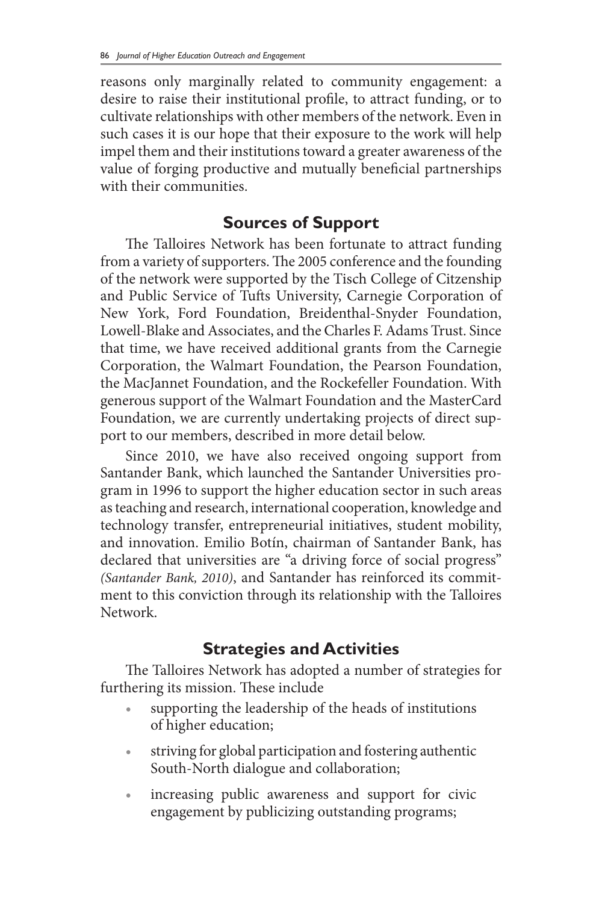reasons only marginally related to community engagement: a desire to raise their institutional profile, to attract funding, or to cultivate relationships with other members of the network. Even in such cases it is our hope that their exposure to the work will help impel them and their institutions toward a greater awareness of the value of forging productive and mutually beneficial partnerships with their communities.

## Sources of Support

The Talloires Network has been fortunate to attract funding from a variety of supporters. The 2005 conference and the founding of the network were supported by the Tisch College of Citzenship and Public Service of Tufts University, Carnegie Corporation of New York, Ford Foundation, Breidenthal-Snyder Foundation, Lowell-Blake and Associates, and the Charles F. Adams Trust. Since that time, we have received additional grants from the Carnegie Corporation, the Walmart Foundation, the Pearson Foundation, the MacJannet Foundation, and the Rockefeller Foundation. With generous support of the Walmart Foundation and the MasterCard Foundation, we are currently undertaking projects of direct support to our members, described in more detail below.

Since 2010, we have also received ongoing support from Santander Bank, which launched the Santander Universities program in 1996 to support the higher education sector in such areas as teaching and research, international cooperation, knowledge and technology transfer, entrepreneurial initiatives, student mobility, and innovation. Emilio Botín, chairman of Santander Bank, has declared that universities are "a driving force of social progress" *(Santander Bank, 2010)*, and Santander has reinforced its commitment to this conviction through its relationship with the Talloires Network.

## Strategies and Activities

The Talloires Network has adopted a number of strategies for furthering its mission. These include

- supporting the leadership of the heads of institutions of higher education;
- striving for global participation and fostering authentic South-North dialogue and collaboration;
- increasing public awareness and support for civic engagement by publicizing outstanding programs;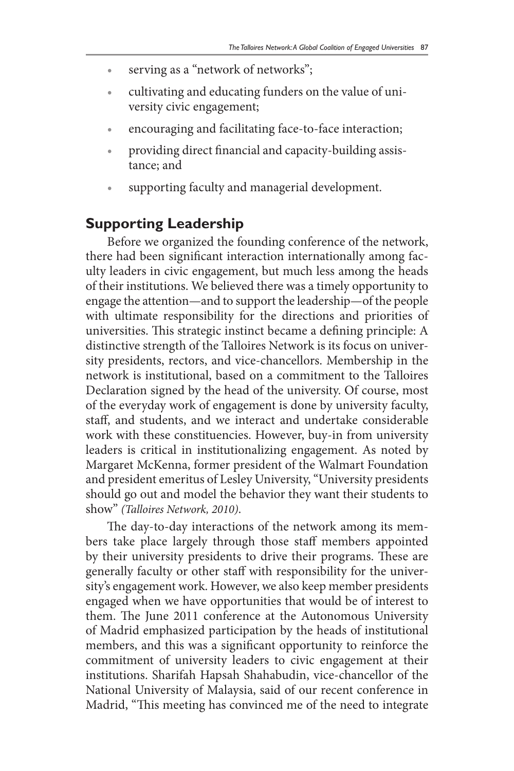- serving as a "network of networks";
- cultivating and educating funders on the value of university civic engagement;
- encouraging and facilitating face-to-face interaction;
- providing direct financial and capacity-building assistance; and
- supporting faculty and managerial development.

## Supporting Leadership

Before we organized the founding conference of the network, there had been significant interaction internationally among faculty leaders in civic engagement, but much less among the heads of their institutions. We believed there was a timely opportunity to engage the attention—and to support the leadership—of the people with ultimate responsibility for the directions and priorities of universities. This strategic instinct became a defining principle: A distinctive strength of the Talloires Network is its focus on university presidents, rectors, and vice-chancellors. Membership in the network is institutional, based on a commitment to the Talloires Declaration signed by the head of the university. Of course, most of the everyday work of engagement is done by university faculty, staff, and students, and we interact and undertake considerable work with these constituencies. However, buy-in from university leaders is critical in institutionalizing engagement. As noted by Margaret McKenna, former president of the Walmart Foundation and president emeritus of Lesley University, "University presidents should go out and model the behavior they want their students to show" *(Talloires Network, 2010)*.

The day-to-day interactions of the network among its members take place largely through those staff members appointed by their university presidents to drive their programs. These are generally faculty or other staff with responsibility for the university's engagement work. However, we also keep member presidents engaged when we have opportunities that would be of interest to them. The June 2011 conference at the Autonomous University of Madrid emphasized participation by the heads of institutional members, and this was a significant opportunity to reinforce the commitment of university leaders to civic engagement at their institutions. Sharifah Hapsah Shahabudin, vice-chancellor of the National University of Malaysia, said of our recent conference in Madrid, "This meeting has convinced me of the need to integrate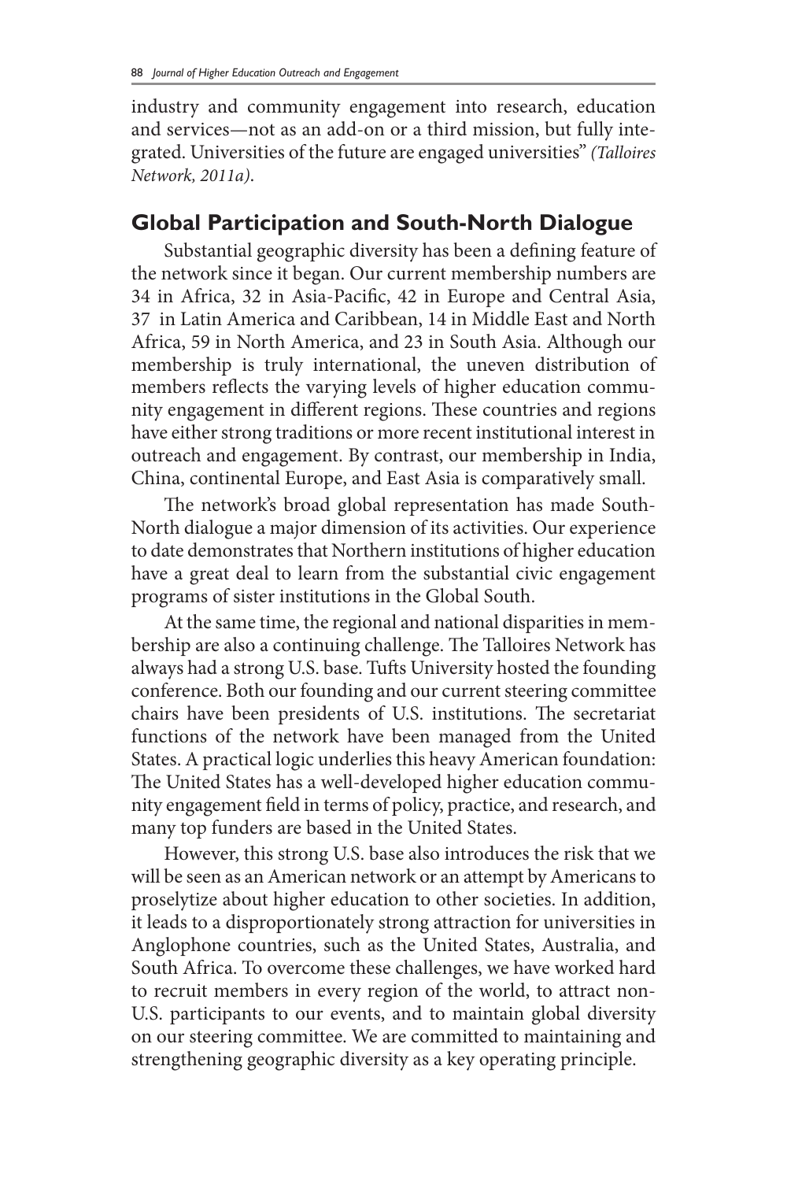industry and community engagement into research, education and services—not as an add-on or a third mission, but fully integrated. Universities of the future are engaged universities" *(Talloires Network, 2011a)*.

## Global Participation and South-North Dialogue

Substantial geographic diversity has been a defining feature of the network since it began. Our current membership numbers are 34 in Africa, 32 in Asia-Pacific, 42 in Europe and Central Asia, 37 in Latin America and Caribbean, 14 in Middle East and North Africa, 59 in North America, and 23 in South Asia. Although our membership is truly international, the uneven distribution of members reflects the varying levels of higher education community engagement in different regions. These countries and regions have either strong traditions or more recent institutional interest in outreach and engagement. By contrast, our membership in India, China, continental Europe, and East Asia is comparatively small.

The network's broad global representation has made South-North dialogue a major dimension of its activities. Our experience to date demonstrates that Northern institutions of higher education have a great deal to learn from the substantial civic engagement programs of sister institutions in the Global South.

At the same time, the regional and national disparities in membership are also a continuing challenge. The Talloires Network has always had a strong U.S. base. Tufts University hosted the founding conference. Both our founding and our current steering committee chairs have been presidents of U.S. institutions. The secretariat functions of the network have been managed from the United States. A practical logic underlies this heavy American foundation: The United States has a well-developed higher education community engagement field in terms of policy, practice, and research, and many top funders are based in the United States.

However, this strong U.S. base also introduces the risk that we will be seen as an American network or an attempt by Americans to proselytize about higher education to other societies. In addition, it leads to a disproportionately strong attraction for universities in Anglophone countries, such as the United States, Australia, and South Africa. To overcome these challenges, we have worked hard to recruit members in every region of the world, to attract non-U.S. participants to our events, and to maintain global diversity on our steering committee. We are committed to maintaining and strengthening geographic diversity as a key operating principle.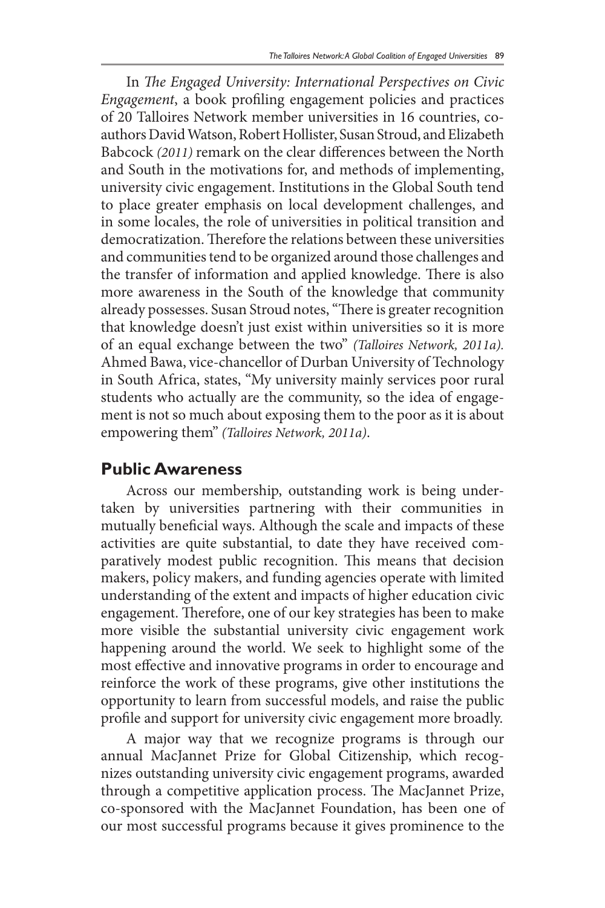In *The Engaged University: International Perspectives on Civic Engagement*, a book profiling engagement policies and practices of 20 Talloires Network member universities in 16 countries, co-authors David Watson, Robert Hollister, Susan Stroud, and Elizabeth Babcock *(2011)* remark on the clear differences between the North and South in the motivations for, and methods of implementing, university civic engagement. Institutions in the Global South tend to place greater emphasis on local development challenges, and in some locales, the role of universities in political transition and democratization. Therefore the relations between these universities and communities tend to be organized around those challenges and the transfer of information and applied knowledge. There is also more awareness in the South of the knowledge that community already possesses. Susan Stroud notes, "There is greater recognition that knowledge doesn't just exist within universities so it is more of an equal exchange between the two" *(Talloires Network, 2011a).* Ahmed Bawa, vice-chancellor of Durban University of Technology in South Africa, states, "My university mainly services poor rural students who actually are the community, so the idea of engagement is not so much about exposing them to the poor as it is about empowering them" *(Talloires Network, 2011a)*.

## Public Awareness

Across our membership, outstanding work is being undertaken by universities partnering with their communities in mutually beneficial ways. Although the scale and impacts of these activities are quite substantial, to date they have received comparatively modest public recognition. This means that decision makers, policy makers, and funding agencies operate with limited understanding of the extent and impacts of higher education civic engagement. Therefore, one of our key strategies has been to make more visible the substantial university civic engagement work happening around the world. We seek to highlight some of the most effective and innovative programs in order to encourage and reinforce the work of these programs, give other institutions the opportunity to learn from successful models, and raise the public profile and support for university civic engagement more broadly.

A major way that we recognize programs is through our annual MacJannet Prize for Global Citizenship, which recognizes outstanding university civic engagement programs, awarded through a competitive application process. The MacJannet Prize, co-sponsored with the MacJannet Foundation, has been one of our most successful programs because it gives prominence to the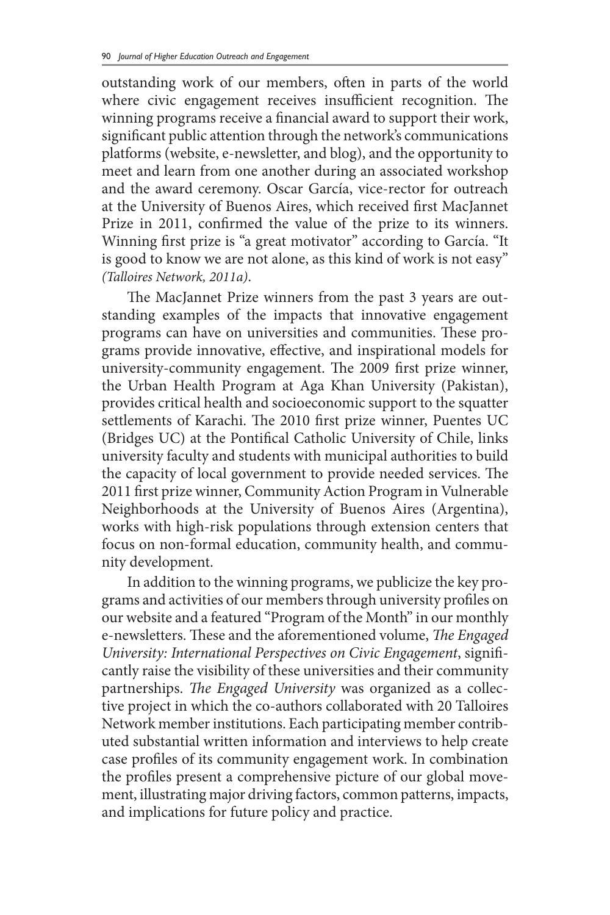outstanding work of our members, often in parts of the world where civic engagement receives insufficient recognition. The winning programs receive a financial award to support their work, significant public attention through the network's communications platforms (website, e-newsletter, and blog), and the opportunity to meet and learn from one another during an associated workshop and the award ceremony. Oscar García, vice-rector for outreach at the University of Buenos Aires, which received first MacJannet Prize in 2011, confirmed the value of the prize to its winners. Winning first prize is "a great motivator" according to García. "It is good to know we are not alone, as this kind of work is not easy" *(Talloires Network, 2011a)*.

The MacJannet Prize winners from the past 3 years are outstanding examples of the impacts that innovative engagement programs can have on universities and communities. These programs provide innovative, effective, and inspirational models for university-community engagement. The 2009 first prize winner, the Urban Health Program at Aga Khan University (Pakistan), provides critical health and socioeconomic support to the squatter settlements of Karachi. The 2010 first prize winner, Puentes UC (Bridges UC) at the Pontifical Catholic University of Chile, links university faculty and students with municipal authorities to build the capacity of local government to provide needed services. The 2011 first prize winner, Community Action Program in Vulnerable Neighborhoods at the University of Buenos Aires (Argentina), works with high-risk populations through extension centers that focus on non-formal education, community health, and community development.

In addition to the winning programs, we publicize the key programs and activities of our members through university profiles on our website and a featured "Program of the Month" in our monthly e-newsletters. These and the aforementioned volume, *The Engaged University: International Perspectives on Civic Engagement*, significantly raise the visibility of these universities and their community partnerships. *The Engaged University* was organized as a collective project in which the co-authors collaborated with 20 Talloires Network member institutions. Each participating member contributed substantial written information and interviews to help create case profiles of its community engagement work. In combination the profiles present a comprehensive picture of our global movement, illustrating major driving factors, common patterns, impacts, and implications for future policy and practice.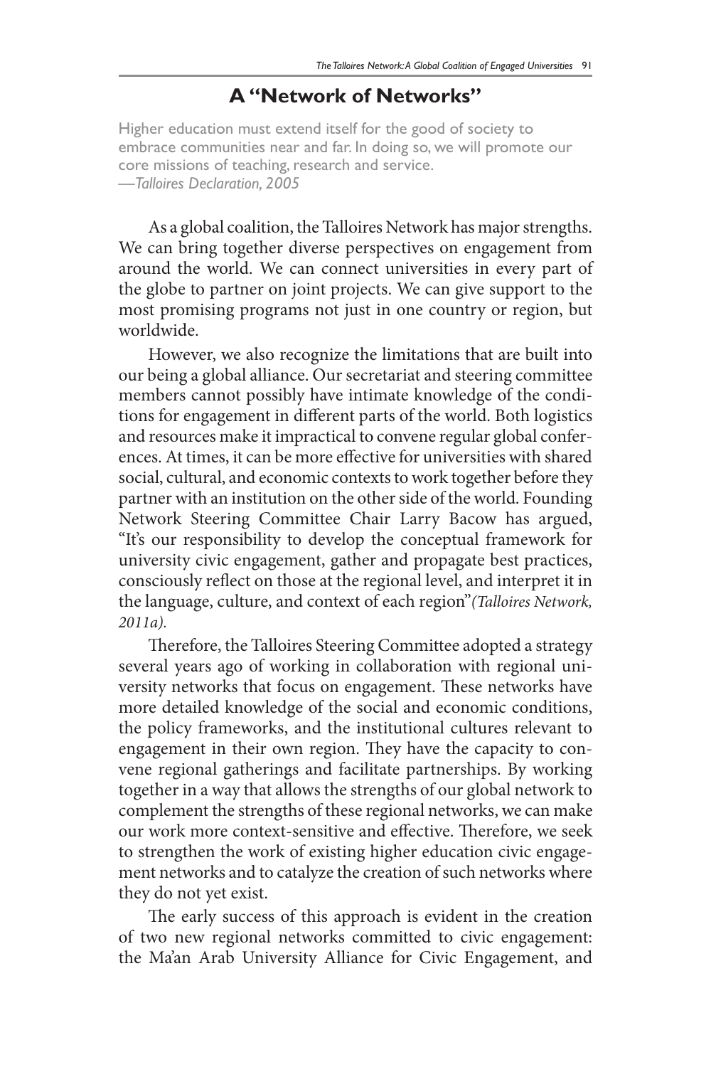## A "Network of Networks"

Higher education must extend itself for the good of society to embrace communities near and far. In doing so, we will promote our core missions of teaching, research and service.
*—Talloires Declaration, 2005*

As a global coalition, the Talloires Network has major strengths. We can bring together diverse perspectives on engagement from around the world. We can connect universities in every part of the globe to partner on joint projects. We can give support to the most promising programs not just in one country or region, but worldwide.

However, we also recognize the limitations that are built into our being a global alliance. Our secretariat and steering committee members cannot possibly have intimate knowledge of the conditions for engagement in different parts of the world. Both logistics and resources make it impractical to convene regular global conferences. At times, it can be more effective for universities with shared social, cultural, and economic contexts to work together before they partner with an institution on the other side of the world. Founding Network Steering Committee Chair Larry Bacow has argued, "It's our responsibility to develop the conceptual framework for university civic engagement, gather and propagate best practices, consciously reflect on those at the regional level, and interpret it in the language, culture, and context of each region" *(Talloires Network, 2011a).*

Therefore, the Talloires Steering Committee adopted a strategy several years ago of working in collaboration with regional university networks that focus on engagement. These networks have more detailed knowledge of the social and economic conditions, the policy frameworks, and the institutional cultures relevant to engagement in their own region. They have the capacity to convene regional gatherings and facilitate partnerships. By working together in a way that allows the strengths of our global network to complement the strengths of these regional networks, we can make our work more context-sensitive and effective. Therefore, we seek to strengthen the work of existing higher education civic engagement networks and to catalyze the creation of such networks where they do not yet exist.

The early success of this approach is evident in the creation of two new regional networks committed to civic engagement: the Ma'an Arab University Alliance for Civic Engagement, and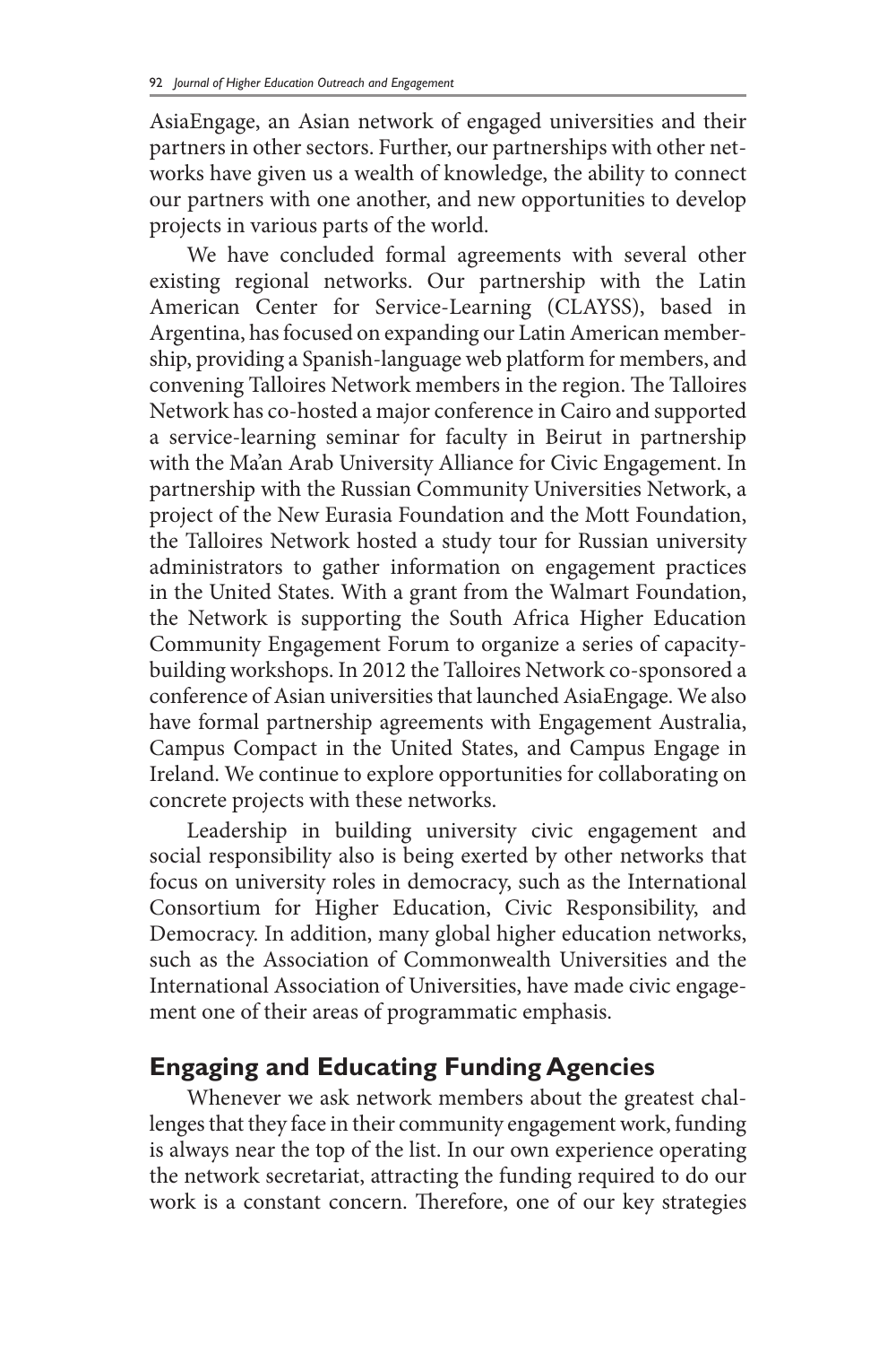AsiaEngage, an Asian network of engaged universities and their partners in other sectors. Further, our partnerships with other networks have given us a wealth of knowledge, the ability to connect our partners with one another, and new opportunities to develop projects in various parts of the world.

We have concluded formal agreements with several other existing regional networks. Our partnership with the Latin American Center for Service-Learning (CLAYSS), based in Argentina, has focused on expanding our Latin American membership, providing a Spanish-language web platform for members, and convening Talloires Network members in the region. The Talloires Network has co-hosted a major conference in Cairo and supported a service-learning seminar for faculty in Beirut in partnership with the Ma'an Arab University Alliance for Civic Engagement. In partnership with the Russian Community Universities Network, a project of the New Eurasia Foundation and the Mott Foundation, the Talloires Network hosted a study tour for Russian university administrators to gather information on engagement practices in the United States. With a grant from the Walmart Foundation, the Network is supporting the South Africa Higher Education Community Engagement Forum to organize a series of capacity-building workshops. In 2012 the Talloires Network co-sponsored a conference of Asian universities that launched AsiaEngage. We also have formal partnership agreements with Engagement Australia, Campus Compact in the United States, and Campus Engage in Ireland. We continue to explore opportunities for collaborating on concrete projects with these networks.

Leadership in building university civic engagement and social responsibility also is being exerted by other networks that focus on university roles in democracy, such as the International Consortium for Higher Education, Civic Responsibility, and Democracy. In addition, many global higher education networks, such as the Association of Commonwealth Universities and the International Association of Universities, have made civic engagement one of their areas of programmatic emphasis.

## Engaging and Educating Funding Agencies

Whenever we ask network members about the greatest challenges that they face in their community engagement work, funding is always near the top of the list. In our own experience operating the network secretariat, attracting the funding required to do our work is a constant concern. Therefore, one of our key strategies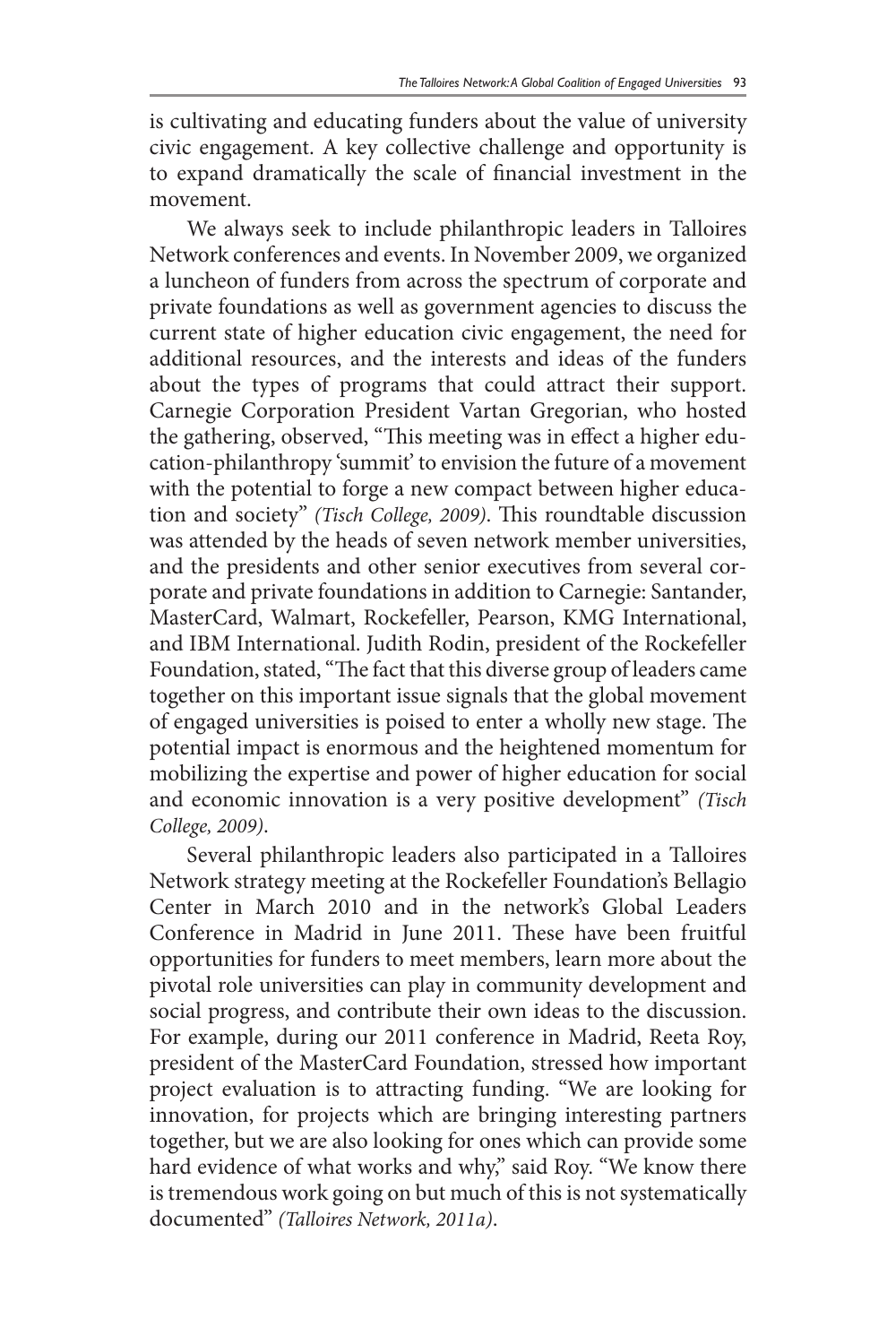is cultivating and educating funders about the value of university civic engagement. A key collective challenge and opportunity is to expand dramatically the scale of financial investment in the movement.

We always seek to include philanthropic leaders in Talloires Network conferences and events. In November 2009, we organized a luncheon of funders from across the spectrum of corporate and private foundations as well as government agencies to discuss the current state of higher education civic engagement, the need for additional resources, and the interests and ideas of the funders about the types of programs that could attract their support. Carnegie Corporation President Vartan Gregorian, who hosted the gathering, observed, "This meeting was in effect a higher education-philanthropy 'summit' to envision the future of a movement with the potential to forge a new compact between higher education and society" *(Tisch College, 2009)*. This roundtable discussion was attended by the heads of seven network member universities, and the presidents and other senior executives from several corporate and private foundations in addition to Carnegie: Santander, MasterCard, Walmart, Rockefeller, Pearson, KMG International, and IBM International. Judith Rodin, president of the Rockefeller Foundation, stated, "The fact that this diverse group of leaders came together on this important issue signals that the global movement of engaged universities is poised to enter a wholly new stage. The potential impact is enormous and the heightened momentum for mobilizing the expertise and power of higher education for social and economic innovation is a very positive development" *(Tisch College, 2009)*.

Several philanthropic leaders also participated in a Talloires Network strategy meeting at the Rockefeller Foundation's Bellagio Center in March 2010 and in the network's Global Leaders Conference in Madrid in June 2011. These have been fruitful opportunities for funders to meet members, learn more about the pivotal role universities can play in community development and social progress, and contribute their own ideas to the discussion. For example, during our 2011 conference in Madrid, Reeta Roy, president of the MasterCard Foundation, stressed how important project evaluation is to attracting funding. "We are looking for innovation, for projects which are bringing interesting partners together, but we are also looking for ones which can provide some hard evidence of what works and why," said Roy. "We know there is tremendous work going on but much of this is not systematically documented" *(Talloires Network, 2011a)*.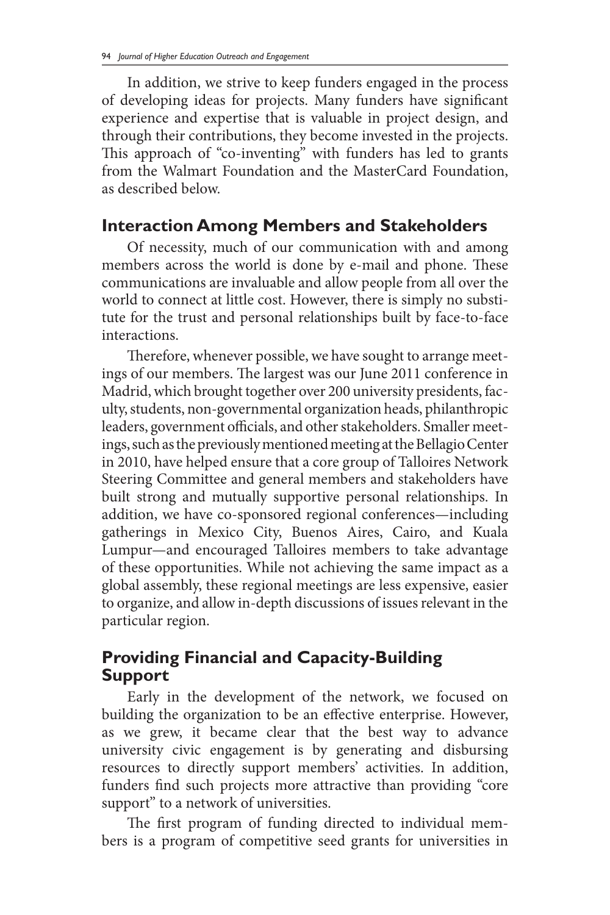In addition, we strive to keep funders engaged in the process of developing ideas for projects. Many funders have significant experience and expertise that is valuable in project design, and through their contributions, they become invested in the projects. This approach of "co-inventing" with funders has led to grants from the Walmart Foundation and the MasterCard Foundation, as described below.

## Interaction Among Members and Stakeholders

Of necessity, much of our communication with and among members across the world is done by e-mail and phone. These communications are invaluable and allow people from all over the world to connect at little cost. However, there is simply no substitute for the trust and personal relationships built by face-to-face interactions.

Therefore, whenever possible, we have sought to arrange meetings of our members. The largest was our June 2011 conference in Madrid, which brought together over 200 university presidents, faculty, students, non-governmental organization heads, philanthropic leaders, government officials, and other stakeholders. Smaller meetings, such as the previously mentioned meeting at the Bellagio Center in 2010, have helped ensure that a core group of Talloires Network Steering Committee and general members and stakeholders have built strong and mutually supportive personal relationships. In addition, we have co-sponsored regional conferences—including gatherings in Mexico City, Buenos Aires, Cairo, and Kuala Lumpur—and encouraged Talloires members to take advantage of these opportunities. While not achieving the same impact as a global assembly, these regional meetings are less expensive, easier to organize, and allow in-depth discussions of issues relevant in the particular region.

## Providing Financial and Capacity-Building Support

Early in the development of the network, we focused on building the organization to be an effective enterprise. However, as we grew, it became clear that the best way to advance university civic engagement is by generating and disbursing resources to directly support members' activities. In addition, funders find such projects more attractive than providing "core support" to a network of universities.

The first program of funding directed to individual members is a program of competitive seed grants for universities in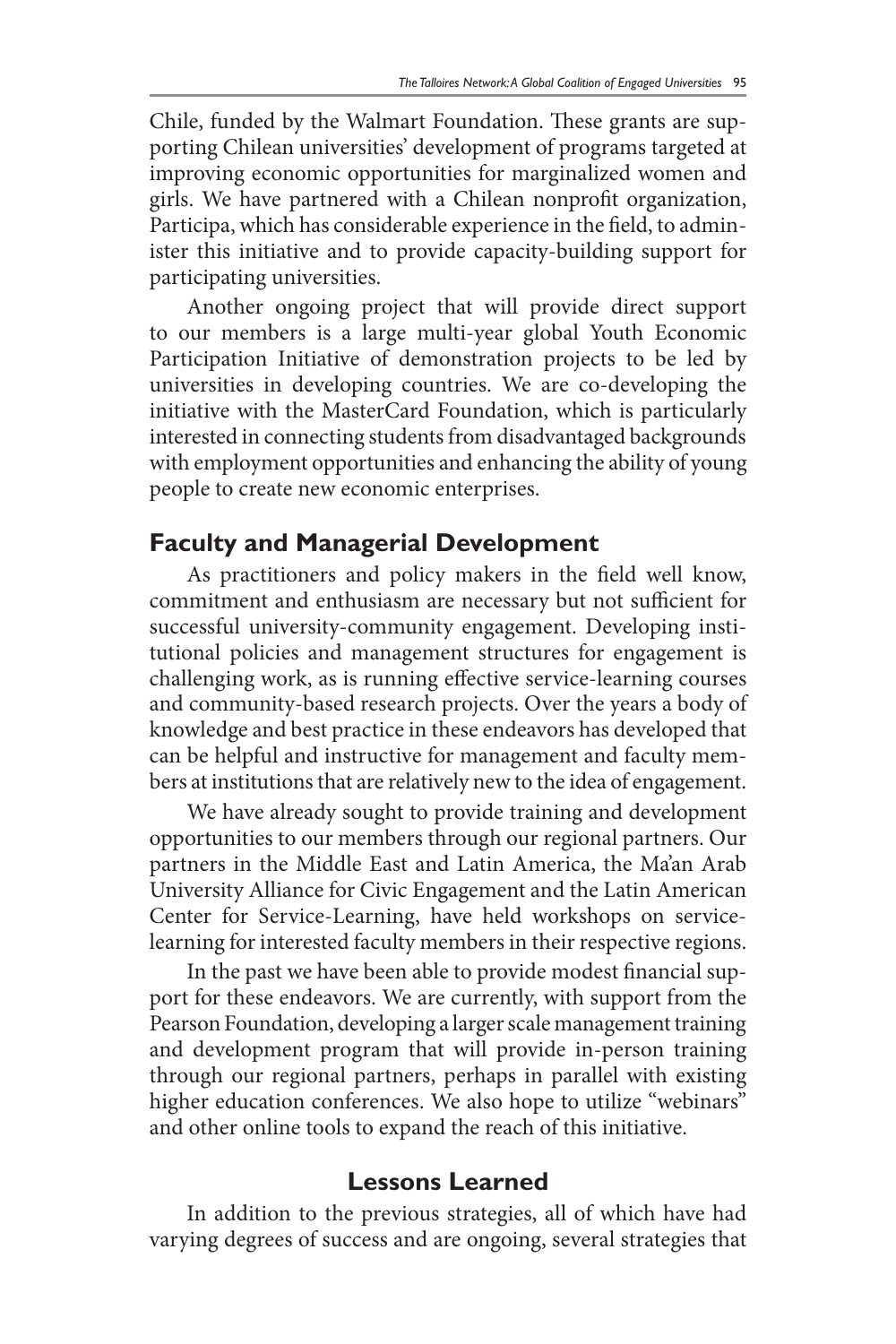Chile, funded by the Walmart Foundation. These grants are supporting Chilean universities' development of programs targeted at improving economic opportunities for marginalized women and girls. We have partnered with a Chilean nonprofit organization, Participa, which has considerable experience in the field, to administer this initiative and to provide capacity-building support for participating universities.

Another ongoing project that will provide direct support to our members is a large multi-year global Youth Economic Participation Initiative of demonstration projects to be led by universities in developing countries. We are co-developing the initiative with the MasterCard Foundation, which is particularly interested in connecting students from disadvantaged backgrounds with employment opportunities and enhancing the ability of young people to create new economic enterprises.

### Faculty and Managerial Development

As practitioners and policy makers in the field well know, commitment and enthusiasm are necessary but not sufficient for successful university-community engagement. Developing institutional policies and management structures for engagement is challenging work, as is running effective service-learning courses and community-based research projects. Over the years a body of knowledge and best practice in these endeavors has developed that can be helpful and instructive for management and faculty members at institutions that are relatively new to the idea of engagement.

We have already sought to provide training and development opportunities to our members through our regional partners. Our partners in the Middle East and Latin America, the Ma'an Arab University Alliance for Civic Engagement and the Latin American Center for Service-Learning, have held workshops on service-learning for interested faculty members in their respective regions.

In the past we have been able to provide modest financial support for these endeavors. We are currently, with support from the Pearson Foundation, developing a larger scale management training and development program that will provide in-person training through our regional partners, perhaps in parallel with existing higher education conferences. We also hope to utilize "webinars" and other online tools to expand the reach of this initiative.

## Lessons Learned

In addition to the previous strategies, all of which have had varying degrees of success and are ongoing, several strategies that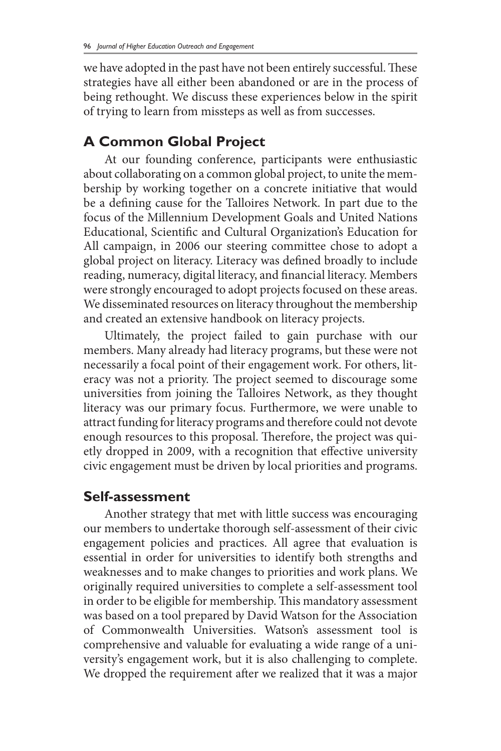we have adopted in the past have not been entirely successful. These strategies have all either been abandoned or are in the process of being rethought. We discuss these experiences below in the spirit of trying to learn from missteps as well as from successes.

## A Common Global Project

At our founding conference, participants were enthusiastic about collaborating on a common global project, to unite the membership by working together on a concrete initiative that would be a defining cause for the Talloires Network. In part due to the focus of the Millennium Development Goals and United Nations Educational, Scientific and Cultural Organization's Education for All campaign, in 2006 our steering committee chose to adopt a global project on literacy. Literacy was defined broadly to include reading, numeracy, digital literacy, and financial literacy. Members were strongly encouraged to adopt projects focused on these areas. We disseminated resources on literacy throughout the membership and created an extensive handbook on literacy projects.

Ultimately, the project failed to gain purchase with our members. Many already had literacy programs, but these were not necessarily a focal point of their engagement work. For others, literacy was not a priority. The project seemed to discourage some universities from joining the Talloires Network, as they thought literacy was our primary focus. Furthermore, we were unable to attract funding for literacy programs and therefore could not devote enough resources to this proposal. Therefore, the project was quietly dropped in 2009, with a recognition that effective university civic engagement must be driven by local priorities and programs.

## Self-assessment

Another strategy that met with little success was encouraging our members to undertake thorough self-assessment of their civic engagement policies and practices. All agree that evaluation is essential in order for universities to identify both strengths and weaknesses and to make changes to priorities and work plans. We originally required universities to complete a self-assessment tool in order to be eligible for membership. This mandatory assessment was based on a tool prepared by David Watson for the Association of Commonwealth Universities. Watson's assessment tool is comprehensive and valuable for evaluating a wide range of a university's engagement work, but it is also challenging to complete. We dropped the requirement after we realized that it was a major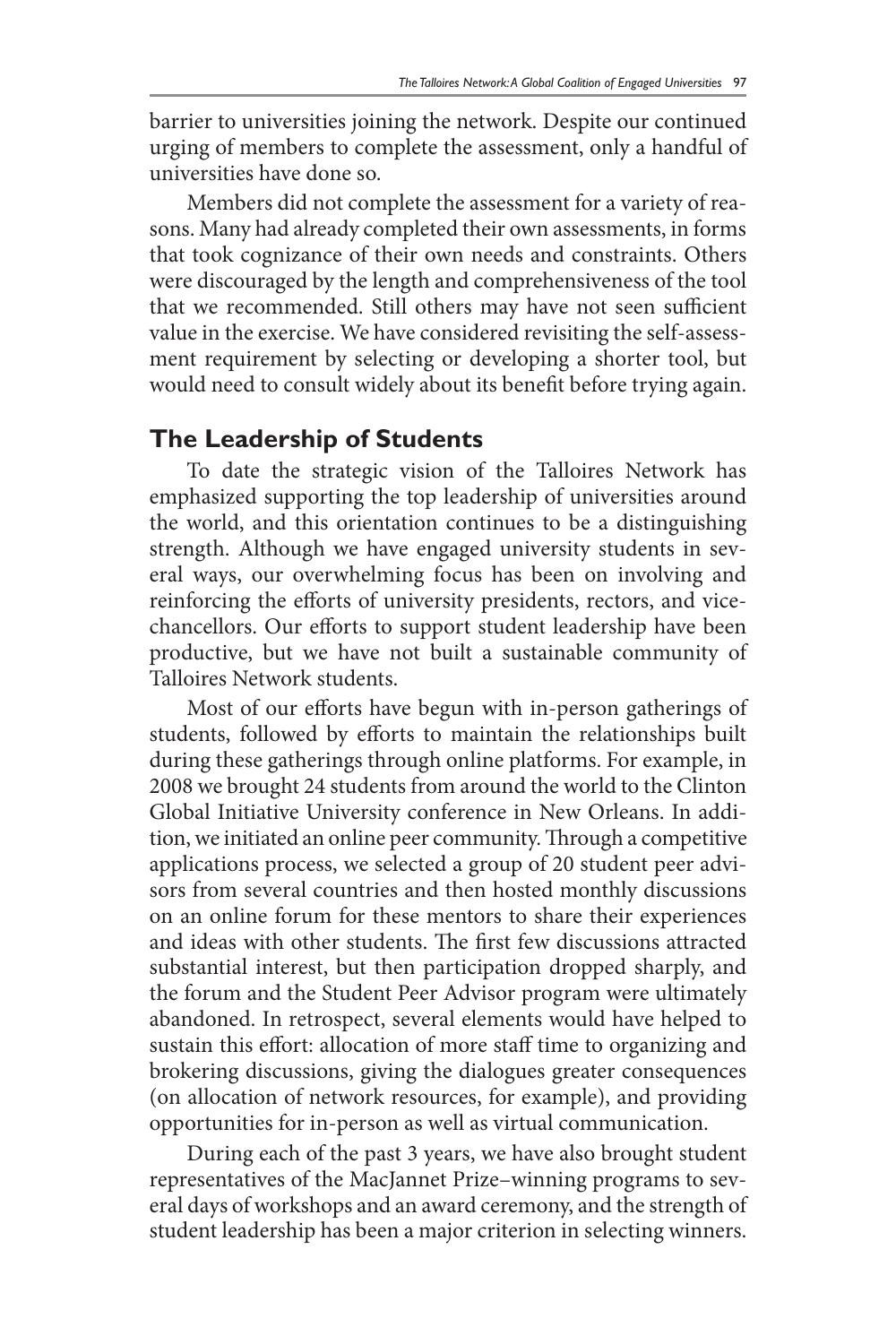barrier to universities joining the network. Despite our continued urging of members to complete the assessment, only a handful of universities have done so.

Members did not complete the assessment for a variety of reasons. Many had already completed their own assessments, in forms that took cognizance of their own needs and constraints. Others were discouraged by the length and comprehensiveness of the tool that we recommended. Still others may have not seen sufficient value in the exercise. We have considered revisiting the self-assessment requirement by selecting or developing a shorter tool, but would need to consult widely about its benefit before trying again.

## The Leadership of Students

To date the strategic vision of the Talloires Network has emphasized supporting the top leadership of universities around the world, and this orientation continues to be a distinguishing strength. Although we have engaged university students in several ways, our overwhelming focus has been on involving and reinforcing the efforts of university presidents, rectors, and vice-chancellors. Our efforts to support student leadership have been productive, but we have not built a sustainable community of Talloires Network students.

Most of our efforts have begun with in-person gatherings of students, followed by efforts to maintain the relationships built during these gatherings through online platforms. For example, in 2008 we brought 24 students from around the world to the Clinton Global Initiative University conference in New Orleans. In addition, we initiated an online peer community. Through a competitive applications process, we selected a group of 20 student peer advisors from several countries and then hosted monthly discussions on an online forum for these mentors to share their experiences and ideas with other students. The first few discussions attracted substantial interest, but then participation dropped sharply, and the forum and the Student Peer Advisor program were ultimately abandoned. In retrospect, several elements would have helped to sustain this effort: allocation of more staff time to organizing and brokering discussions, giving the dialogues greater consequences (on allocation of network resources, for example), and providing opportunities for in-person as well as virtual communication.

During each of the past 3 years, we have also brought student representatives of the MacJannet Prize–winning programs to several days of workshops and an award ceremony, and the strength of student leadership has been a major criterion in selecting winners.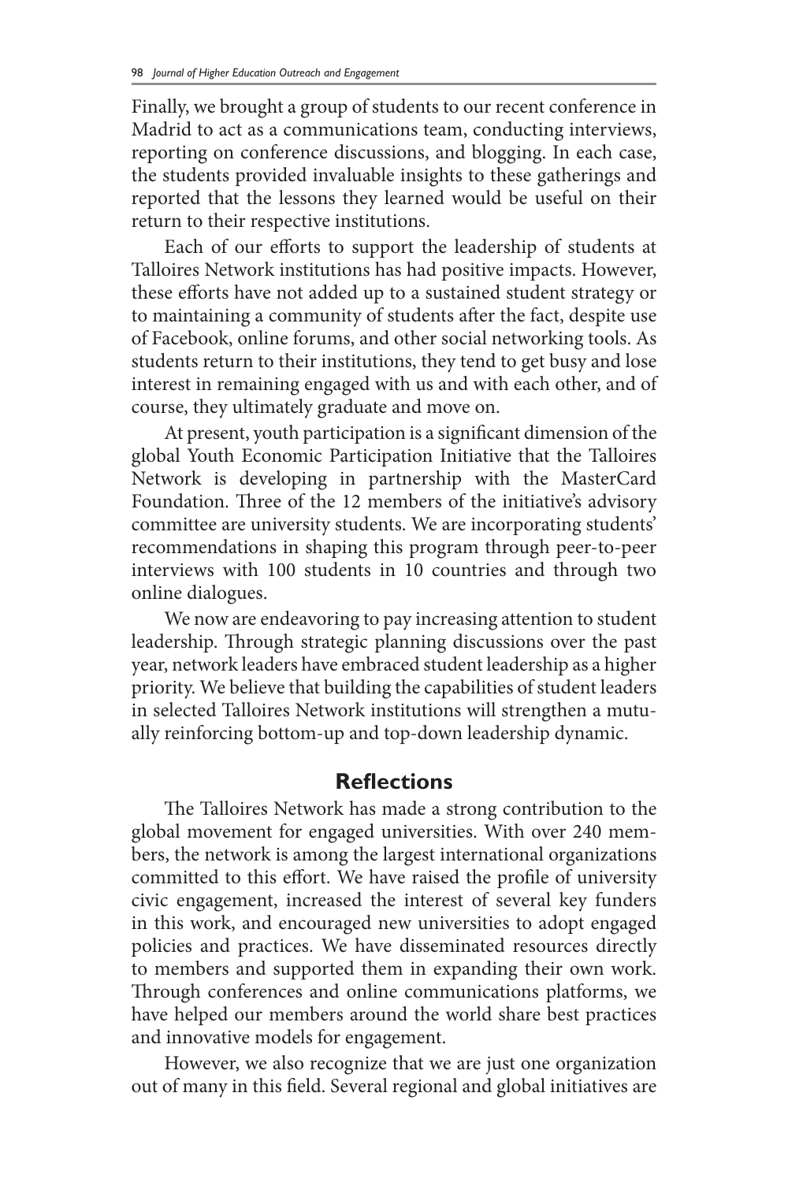Finally, we brought a group of students to our recent conference in Madrid to act as a communications team, conducting interviews, reporting on conference discussions, and blogging. In each case, the students provided invaluable insights to these gatherings and reported that the lessons they learned would be useful on their return to their respective institutions.

Each of our efforts to support the leadership of students at Talloires Network institutions has had positive impacts. However, these efforts have not added up to a sustained student strategy or to maintaining a community of students after the fact, despite use of Facebook, online forums, and other social networking tools. As students return to their institutions, they tend to get busy and lose interest in remaining engaged with us and with each other, and of course, they ultimately graduate and move on.

At present, youth participation is a significant dimension of the global Youth Economic Participation Initiative that the Talloires Network is developing in partnership with the MasterCard Foundation. Three of the 12 members of the initiative's advisory committee are university students. We are incorporating students' recommendations in shaping this program through peer-to-peer interviews with 100 students in 10 countries and through two online dialogues.

We now are endeavoring to pay increasing attention to student leadership. Through strategic planning discussions over the past year, network leaders have embraced student leadership as a higher priority. We believe that building the capabilities of student leaders in selected Talloires Network institutions will strengthen a mutually reinforcing bottom-up and top-down leadership dynamic.

## Reflections

The Talloires Network has made a strong contribution to the global movement for engaged universities. With over 240 members, the network is among the largest international organizations committed to this effort. We have raised the profile of university civic engagement, increased the interest of several key funders in this work, and encouraged new universities to adopt engaged policies and practices. We have disseminated resources directly to members and supported them in expanding their own work. Through conferences and online communications platforms, we have helped our members around the world share best practices and innovative models for engagement.

However, we also recognize that we are just one organization out of many in this field. Several regional and global initiatives are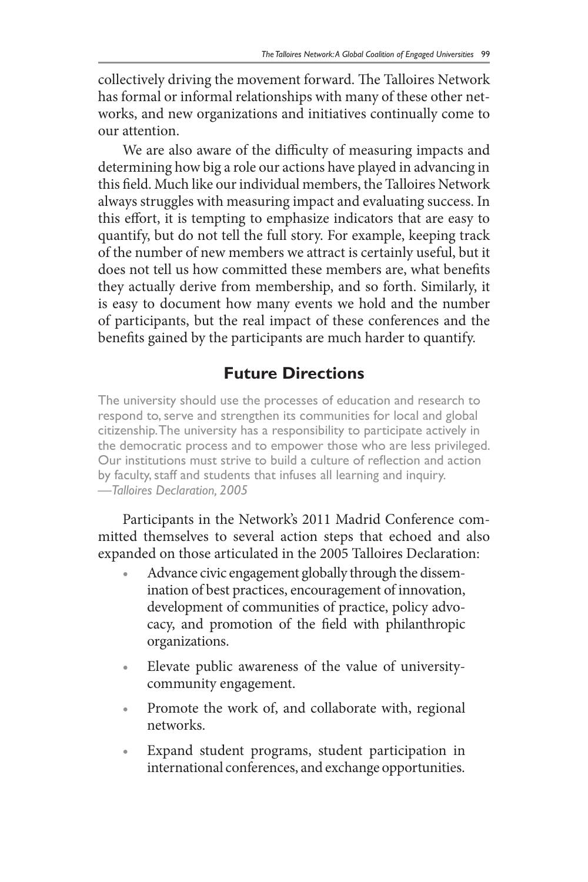collectively driving the movement forward. The Talloires Network has formal or informal relationships with many of these other networks, and new organizations and initiatives continually come to our attention.

We are also aware of the difficulty of measuring impacts and determining how big a role our actions have played in advancing in this field. Much like our individual members, the Talloires Network always struggles with measuring impact and evaluating success. In this effort, it is tempting to emphasize indicators that are easy to quantify, but do not tell the full story. For example, keeping track of the number of new members we attract is certainly useful, but it does not tell us how committed these members are, what benefits they actually derive from membership, and so forth. Similarly, it is easy to document how many events we hold and the number of participants, but the real impact of these conferences and the benefits gained by the participants are much harder to quantify.

## Future Directions

> The university should use the processes of education and research to respond to, serve and strengthen its communities for local and global citizenship. The university has a responsibility to participate actively in the democratic process and to empower those who are less privileged. Our institutions must strive to build a culture of reflection and action by faculty, staff and students that infuses all learning and inquiry.
> —*Talloires Declaration, 2005*

Participants in the Network's 2011 Madrid Conference committed themselves to several action steps that echoed and also expanded on those articulated in the 2005 Talloires Declaration:

- Advance civic engagement globally through the dissemination of best practices, encouragement of innovation, development of communities of practice, policy advocacy, and promotion of the field with philanthropic organizations.
- Elevate public awareness of the value of university-community engagement.
- Promote the work of, and collaborate with, regional networks.
- Expand student programs, student participation in international conferences, and exchange opportunities.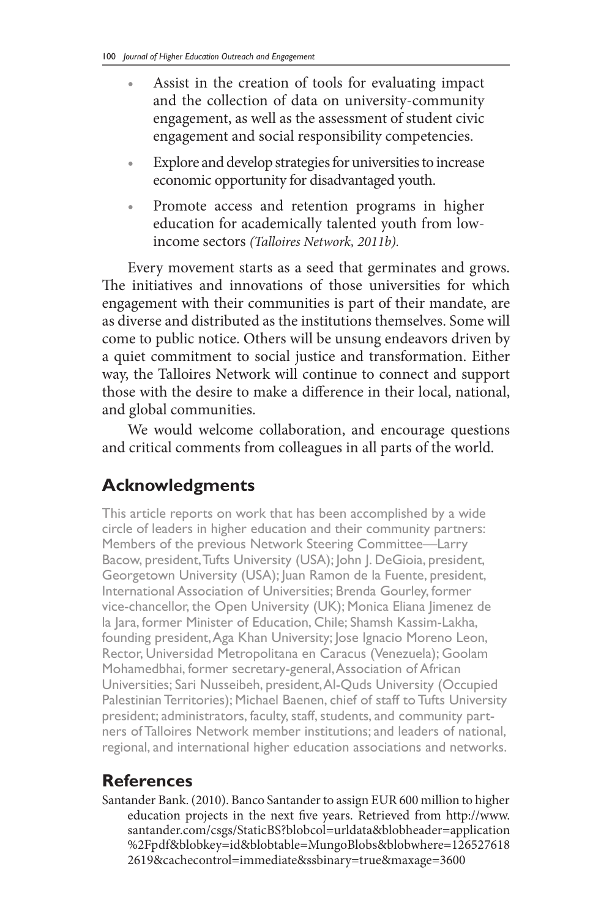- Assist in the creation of tools for evaluating impact and the collection of data on university-community engagement, as well as the assessment of student civic engagement and social responsibility competencies.
- Explore and develop strategies for universities to increase economic opportunity for disadvantaged youth.
- Promote access and retention programs in higher education for academically talented youth from low-income sectors *(Talloires Network, 2011b).*

Every movement starts as a seed that germinates and grows. The initiatives and innovations of those universities for which engagement with their communities is part of their mandate, are as diverse and distributed as the institutions themselves. Some will come to public notice. Others will be unsung endeavors driven by a quiet commitment to social justice and transformation. Either way, the Talloires Network will continue to connect and support those with the desire to make a difference in their local, national, and global communities.

We would welcome collaboration, and encourage questions and critical comments from colleagues in all parts of the world.

## Acknowledgments

This article reports on work that has been accomplished by a wide circle of leaders in higher education and their community partners: Members of the previous Network Steering Committee—Larry Bacow, president, Tufts University (USA); John J. DeGioia, president, Georgetown University (USA); Juan Ramon de la Fuente, president, International Association of Universities; Brenda Gourley, former vice-chancellor, the Open University (UK); Monica Eliana Jimenez de la Jara, former Minister of Education, Chile; Shamsh Kassim-Lakha, founding president, Aga Khan University; Jose Ignacio Moreno Leon, Rector, Universidad Metropolitana en Caracus (Venezuela); Goolam Mohamedbhai, former secretary-general, Association of African Universities; Sari Nusseibeh, president, Al-Quds University (Occupied Palestinian Territories); Michael Baenen, chief of staff to Tufts University president; administrators, faculty, staff, students, and community partners of Talloires Network member institutions; and leaders of national, regional, and international higher education associations and networks.

## References

Santander Bank. (2010). Banco Santander to assign EUR 600 million to higher education projects in the next five years. Retrieved from http://www.santander.com/csgs/StaticBS?blobcol=urldata&blobheader=application%2Fpdf&blobkey=id&blobtable=MungoBlobs&blobwhere=1265276182619&cachecontrol=immediate&ssbinary=true&maxage=3600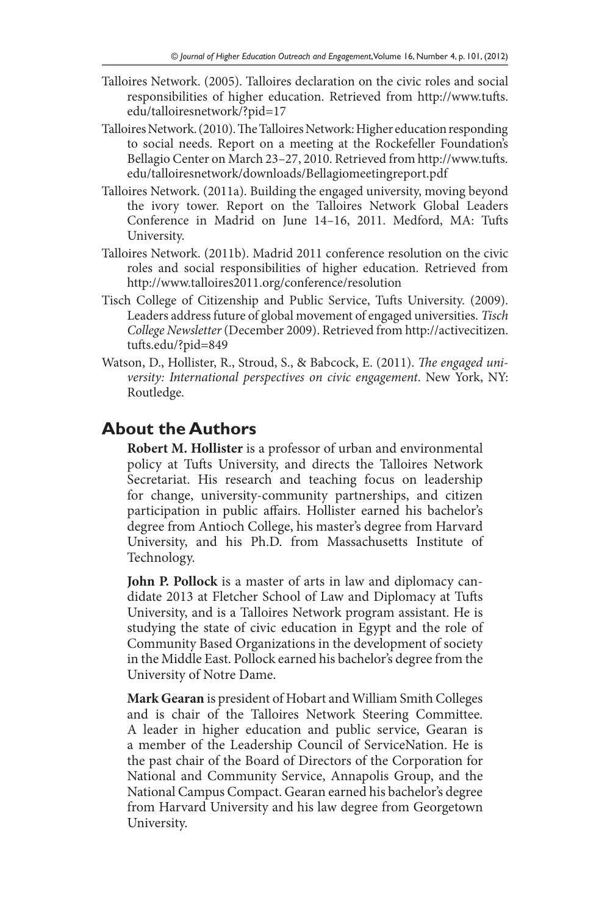Talloires Network. (2005). Talloires declaration on the civic roles and social responsibilities of higher education. Retrieved from http://www.tufts.edu/talloiresnetwork/?pid=17

Talloires Network. (2010). The Talloires Network: Higher education responding to social needs. Report on a meeting at the Rockefeller Foundation's Bellagio Center on March 23–27, 2010. Retrieved from http://www.tufts.edu/talloiresnetwork/downloads/Bellagiomeetingreport.pdf

Talloires Network. (2011a). Building the engaged university, moving beyond the ivory tower. Report on the Talloires Network Global Leaders Conference in Madrid on June 14–16, 2011. Medford, MA: Tufts University.

Talloires Network. (2011b). Madrid 2011 conference resolution on the civic roles and social responsibilities of higher education. Retrieved from http://www.talloires2011.org/conference/resolution

Tisch College of Citizenship and Public Service, Tufts University. (2009). Leaders address future of global movement of engaged universities. *Tisch College Newsletter* (December 2009). Retrieved from http://activecitizen.tufts.edu/?pid=849

Watson, D., Hollister, R., Stroud, S., & Babcock, E. (2011). *The engaged university: International perspectives on civic engagement*. New York, NY: Routledge.

## About the Authors

**Robert M. Hollister** is a professor of urban and environmental policy at Tufts University, and directs the Talloires Network Secretariat. His research and teaching focus on leadership for change, university-community partnerships, and citizen participation in public affairs. Hollister earned his bachelor's degree from Antioch College, his master's degree from Harvard University, and his Ph.D. from Massachusetts Institute of Technology.

**John P. Pollock** is a master of arts in law and diplomacy candidate 2013 at Fletcher School of Law and Diplomacy at Tufts University, and is a Talloires Network program assistant. He is studying the state of civic education in Egypt and the role of Community Based Organizations in the development of society in the Middle East. Pollock earned his bachelor's degree from the University of Notre Dame.

**Mark Gearan** is president of Hobart and William Smith Colleges and is chair of the Talloires Network Steering Committee. A leader in higher education and public service, Gearan is a member of the Leadership Council of ServiceNation. He is the past chair of the Board of Directors of the Corporation for National and Community Service, Annapolis Group, and the National Campus Compact. Gearan earned his bachelor's degree from Harvard University and his law degree from Georgetown University.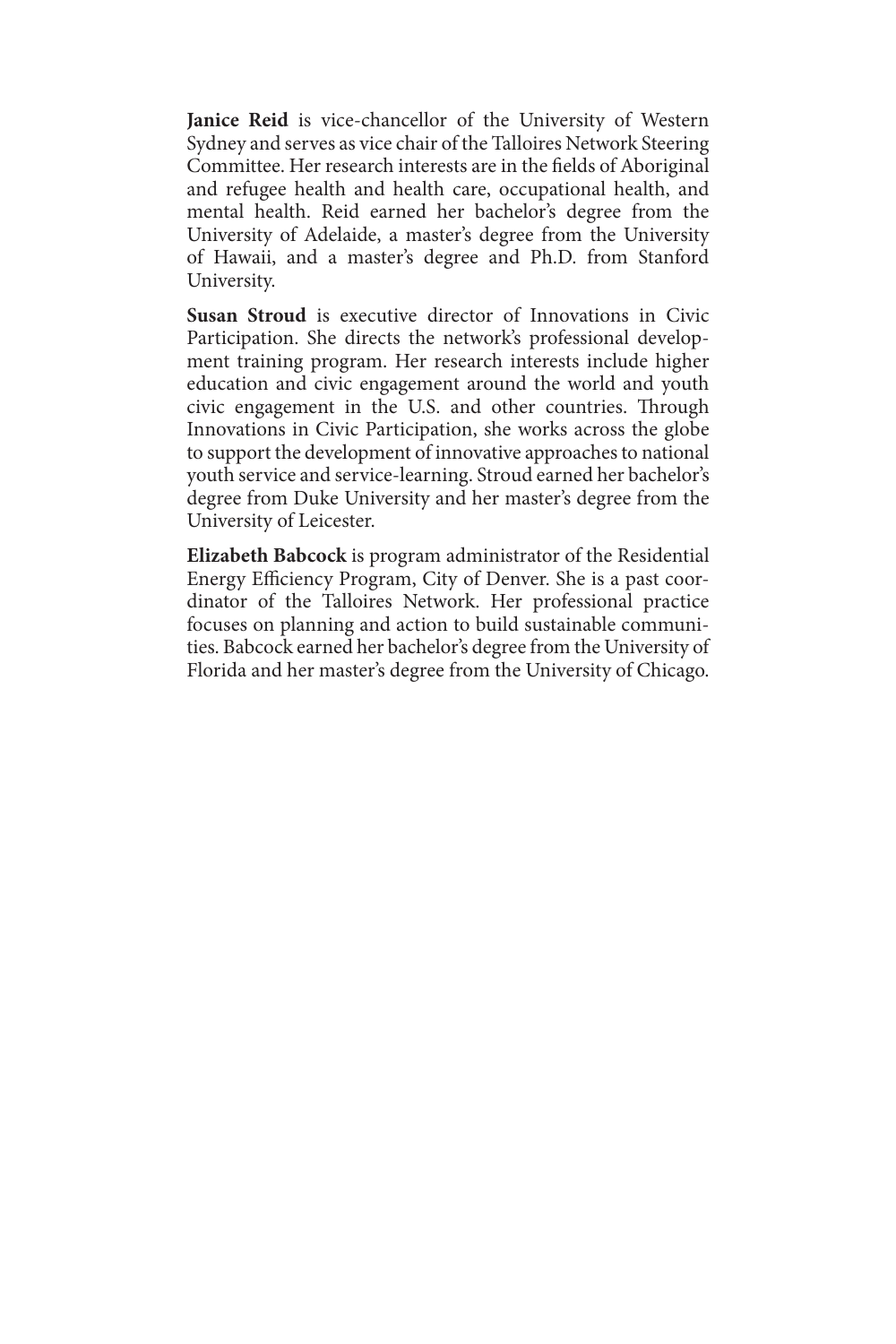**Janice Reid** is vice-chancellor of the University of Western Sydney and serves as vice chair of the Talloires Network Steering Committee. Her research interests are in the fields of Aboriginal and refugee health and health care, occupational health, and mental health. Reid earned her bachelor's degree from the University of Adelaide, a master's degree from the University of Hawaii, and a master's degree and Ph.D. from Stanford University.

**Susan Stroud** is executive director of Innovations in Civic Participation. She directs the network's professional development training program. Her research interests include higher education and civic engagement around the world and youth civic engagement in the U.S. and other countries. Through Innovations in Civic Participation, she works across the globe to support the development of innovative approaches to national youth service and service-learning. Stroud earned her bachelor's degree from Duke University and her master's degree from the University of Leicester.

**Elizabeth Babcock** is program administrator of the Residential Energy Efficiency Program, City of Denver. She is a past coordinator of the Talloires Network. Her professional practice focuses on planning and action to build sustainable communities. Babcock earned her bachelor's degree from the University of Florida and her master's degree from the University of Chicago.